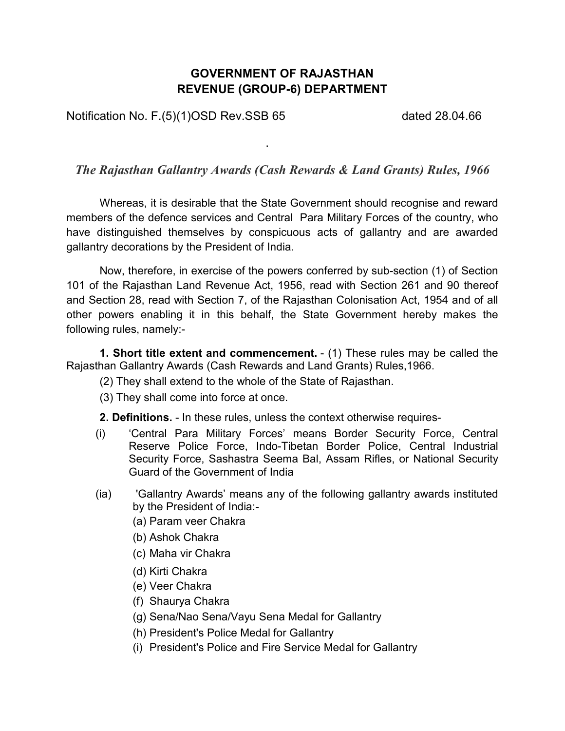# GOVERNMENT OF RAJASTHAN
## REVENUE (GROUP-6) DEPARTMENT

Notification No. F.(5)(1)OSD Rev.SSB 65 dated 28.04.66

.

### *The Rajasthan Gallantry Awards (Cash Rewards & Land Grants) Rules, 1966*

Whereas, it is desirable that the State Government should recognise and reward members of the defence services and Central Para Military Forces of the country, who have distinguished themselves by conspicuous acts of gallantry and are awarded gallantry decorations by the President of India.

Now, therefore, in exercise of the powers conferred by sub-section (1) of Section 101 of the Rajasthan Land Revenue Act, 1956, read with Section 261 and 90 thereof and Section 28, read with Section 7, of the Rajasthan Colonisation Act, 1954 and of all other powers enabling it in this behalf, the State Government hereby makes the following rules, namely:-

**1. Short title extent and commencement.** - (1) These rules may be called the Rajasthan Gallantry Awards (Cash Rewards and Land Grants) Rules,1966.

(2) They shall extend to the whole of the State of Rajasthan.

(3) They shall come into force at once.

**2. Definitions.** - In these rules, unless the context otherwise requires-

(i) 'Central Para Military Forces' means Border Security Force, Central Reserve Police Force, Indo-Tibetan Border Police, Central Industrial Security Force, Sashastra Seema Bal, Assam Rifles, or National Security Guard of the Government of India

(ia) 'Gallantry Awards' means any of the following gallantry awards instituted by the President of India:-

(a) Param veer Chakra

(b) Ashok Chakra

(c) Maha vir Chakra

(d) Kirti Chakra

(e) Veer Chakra

(f) Shaurya Chakra

(g) Sena/Nao Sena/Vayu Sena Medal for Gallantry

(h) President's Police Medal for Gallantry

(i) President's Police and Fire Service Medal for Gallantry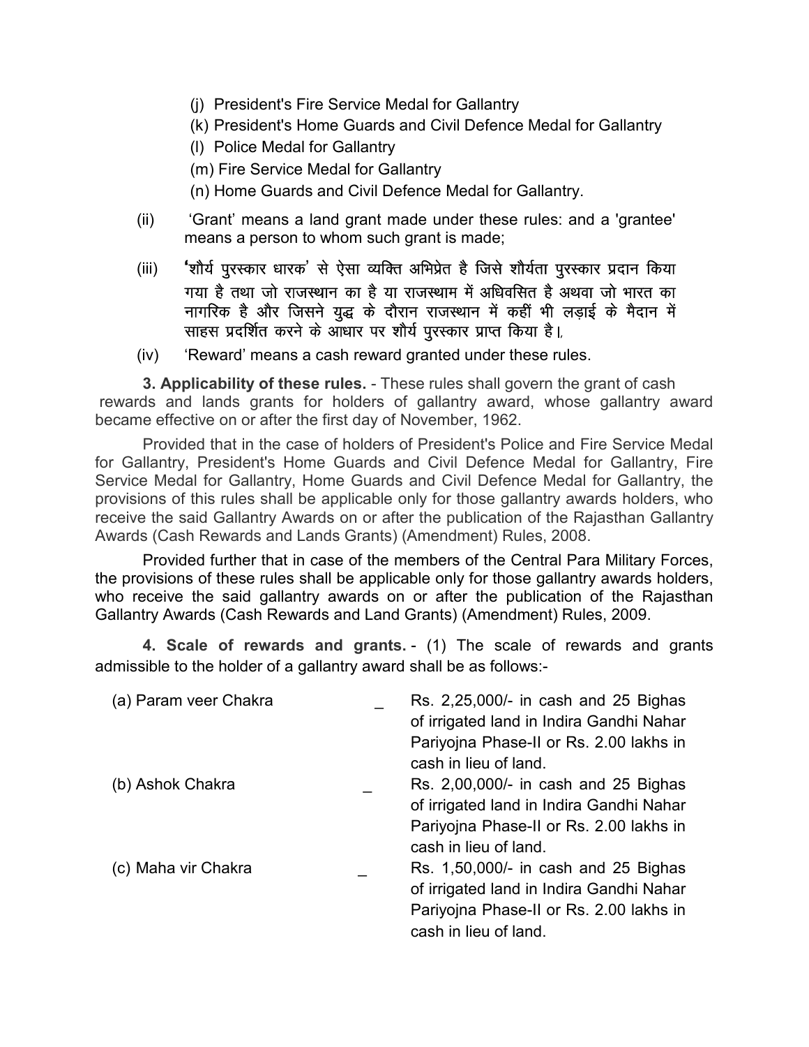(j) President's Fire Service Medal for Gallantry
(k) President's Home Guards and Civil Defence Medal for Gallantry
(l) Police Medal for Gallantry
(m) Fire Service Medal for Gallantry
(n) Home Guards and Civil Defence Medal for Gallantry.

(ii) 'Grant' means a land grant made under these rules: and a 'grantee' means a person to whom such grant is made;

(iii) **'**शौर्य पुरस्कार धारक' से ऐसा व्यक्ति अभिप्रेत है जिसे शौर्यता पुरस्कार प्रदान किया गया है तथा जो राजस्थान का है या राजस्थाम में अधिवसित है अथवा जो भारत का नागरिक है और जिसने युद्ध के दौरान राजस्थान में कहीं भी लड़ाई के मैदान में साहस प्रदर्शित करने के आधार पर शौर्य पुरस्कार प्राप्त किया है।

(iv) 'Reward' means a cash reward granted under these rules.

**3. Applicability of these rules.** - These rules shall govern the grant of cash rewards and lands grants for holders of gallantry award, whose gallantry award became effective on or after the first day of November, 1962.

Provided that in the case of holders of President's Police and Fire Service Medal for Gallantry, President's Home Guards and Civil Defence Medal for Gallantry, Fire Service Medal for Gallantry, Home Guards and Civil Defence Medal for Gallantry, the provisions of this rules shall be applicable only for those gallantry awards holders, who receive the said Gallantry Awards on or after the publication of the Rajasthan Gallantry Awards (Cash Rewards and Lands Grants) (Amendment) Rules, 2008.

Provided further that in case of the members of the Central Para Military Forces, the provisions of these rules shall be applicable only for those gallantry awards holders, who receive the said gallantry awards on or after the publication of the Rajasthan Gallantry Awards (Cash Rewards and Land Grants) (Amendment) Rules, 2009.

**4. Scale of rewards and grants.** - (1) The scale of rewards and grants admissible to the holder of a gallantry award shall be as follows:-

| | | |
|---|---|---|
| (a) Param veer Chakra | _ | Rs. 2,25,000/- in cash and 25 Bighas of irrigated land in Indira Gandhi Nahar Pariyojna Phase-II or Rs. 2.00 lakhs in cash in lieu of land. |
| (b) Ashok Chakra | _ | Rs. 2,00,000/- in cash and 25 Bighas of irrigated land in Indira Gandhi Nahar Pariyojna Phase-II or Rs. 2.00 lakhs in cash in lieu of land. |
| (c) Maha vir Chakra | _ | Rs. 1,50,000/- in cash and 25 Bighas of irrigated land in Indira Gandhi Nahar Pariyojna Phase-II or Rs. 2.00 lakhs in cash in lieu of land. |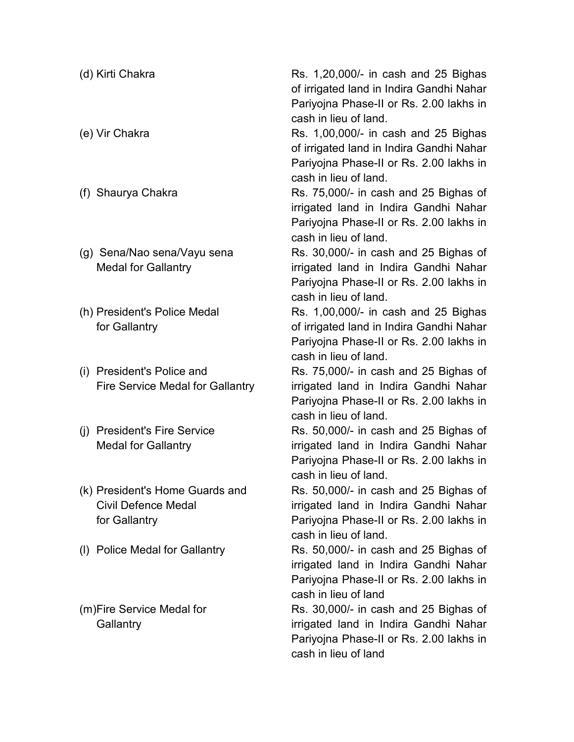| | |
|---|---|
| (d) Kirti Chakra | Rs. 1,20,000/- in cash and 25 Bighas of irrigated land in Indira Gandhi Nahar Pariyojna Phase-II or Rs. 2.00 lakhs in cash in lieu of land. |
| (e) Vir Chakra | Rs. 1,00,000/- in cash and 25 Bighas of irrigated land in Indira Gandhi Nahar Pariyojna Phase-II or Rs. 2.00 lakhs in cash in lieu of land. |
| (f) Shaurya Chakra | Rs. 75,000/- in cash and 25 Bighas of irrigated land in Indira Gandhi Nahar Pariyojna Phase-II or Rs. 2.00 lakhs in cash in lieu of land. |
| (g) Sena/Nao sena/Vayu sena Medal for Gallantry | Rs. 30,000/- in cash and 25 Bighas of irrigated land in Indira Gandhi Nahar Pariyojna Phase-II or Rs. 2.00 lakhs in cash in lieu of land. |
| (h) President's Police Medal for Gallantry | Rs. 1,00,000/- in cash and 25 Bighas of irrigated land in Indira Gandhi Nahar Pariyojna Phase-II or Rs. 2.00 lakhs in cash in lieu of land. |
| (i) President's Police and Fire Service Medal for Gallantry | Rs. 75,000/- in cash and 25 Bighas of irrigated land in Indira Gandhi Nahar Pariyojna Phase-II or Rs. 2.00 lakhs in cash in lieu of land. |
| (j) President's Fire Service Medal for Gallantry | Rs. 50,000/- in cash and 25 Bighas of irrigated land in Indira Gandhi Nahar Pariyojna Phase-II or Rs. 2.00 lakhs in cash in lieu of land. |
| (k) President's Home Guards and Civil Defence Medal for Gallantry | Rs. 50,000/- in cash and 25 Bighas of irrigated land in Indira Gandhi Nahar Pariyojna Phase-II or Rs. 2.00 lakhs in cash in lieu of land. |
| (l) Police Medal for Gallantry | Rs. 50,000/- in cash and 25 Bighas of irrigated land in Indira Gandhi Nahar Pariyojna Phase-II or Rs. 2.00 lakhs in cash in lieu of land |
| (m) Fire Service Medal for Gallantry | Rs. 30,000/- in cash and 25 Bighas of irrigated land in Indira Gandhi Nahar Pariyojna Phase-II or Rs. 2.00 lakhs in cash in lieu of land |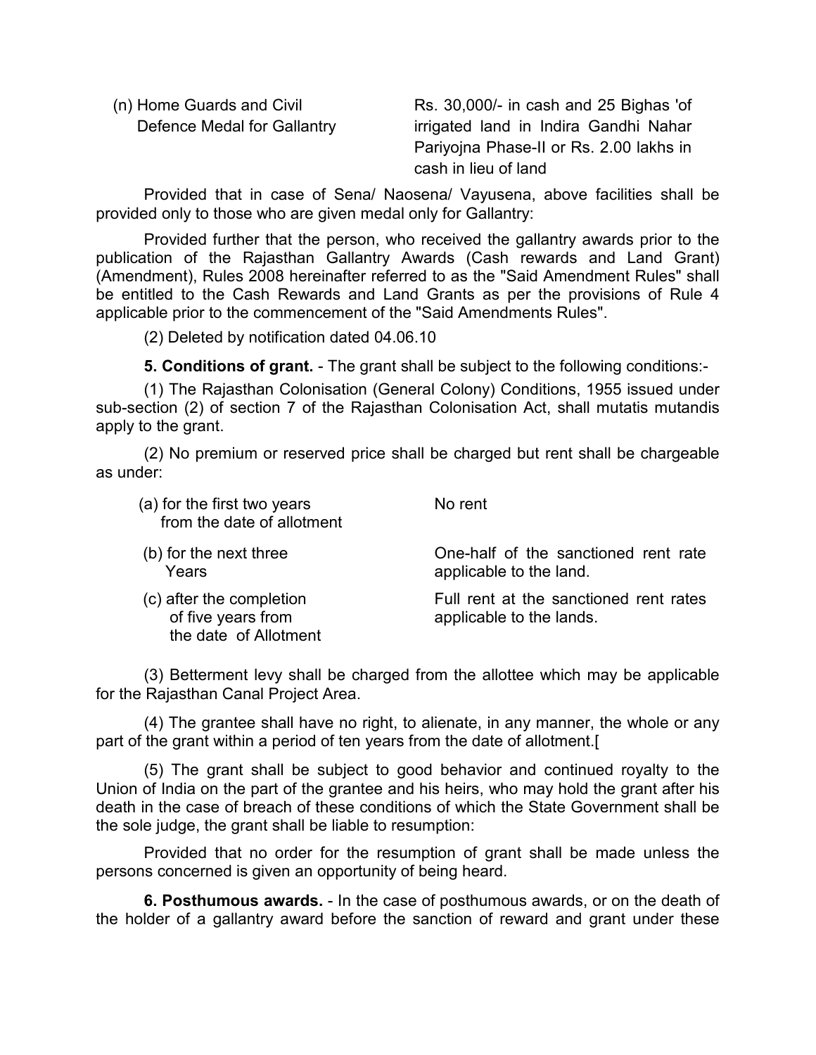| | |
|---|---|
| (n) Home Guards and Civil Defence Medal for Gallantry | Rs. 30,000/- in cash and 25 Bighas 'of irrigated land in Indira Gandhi Nahar Pariyojna Phase-II or Rs. 2.00 lakhs in cash in lieu of land |

Provided that in case of Sena/ Naosena/ Vayusena, above facilities shall be provided only to those who are given medal only for Gallantry:

Provided further that the person, who received the gallantry awards prior to the publication of the Rajasthan Gallantry Awards (Cash rewards and Land Grant) (Amendment), Rules 2008 hereinafter referred to as the "Said Amendment Rules" shall be entitled to the Cash Rewards and Land Grants as per the provisions of Rule 4 applicable prior to the commencement of the "Said Amendments Rules".

(2) Deleted by notification dated 04.06.10

**5. Conditions of grant.** - The grant shall be subject to the following conditions:-

(1) The Rajasthan Colonisation (General Colony) Conditions, 1955 issued under sub-section (2) of section 7 of the Rajasthan Colonisation Act, shall mutatis mutandis apply to the grant.

(2) No premium or reserved price shall be charged but rent shall be chargeable as under:

| | |
|---|---|
| (a) for the first two years from the date of allotment | No rent |
| (b) for the next three Years | One-half of the sanctioned rent rate applicable to the land. |
| (c) after the completion of five years from the date of Allotment | Full rent at the sanctioned rent rates applicable to the lands. |

(3) Betterment levy shall be charged from the allottee which may be applicable for the Rajasthan Canal Project Area.

(4) The grantee shall have no right, to alienate, in any manner, the whole or any part of the grant within a period of ten years from the date of allotment.[

(5) The grant shall be subject to good behavior and continued royalty to the Union of India on the part of the grantee and his heirs, who may hold the grant after his death in the case of breach of these conditions of which the State Government shall be the sole judge, the grant shall be liable to resumption:

Provided that no order for the resumption of grant shall be made unless the persons concerned is given an opportunity of being heard.

**6. Posthumous awards.** - In the case of posthumous awards, or on the death of the holder of a gallantry award before the sanction of reward and grant under these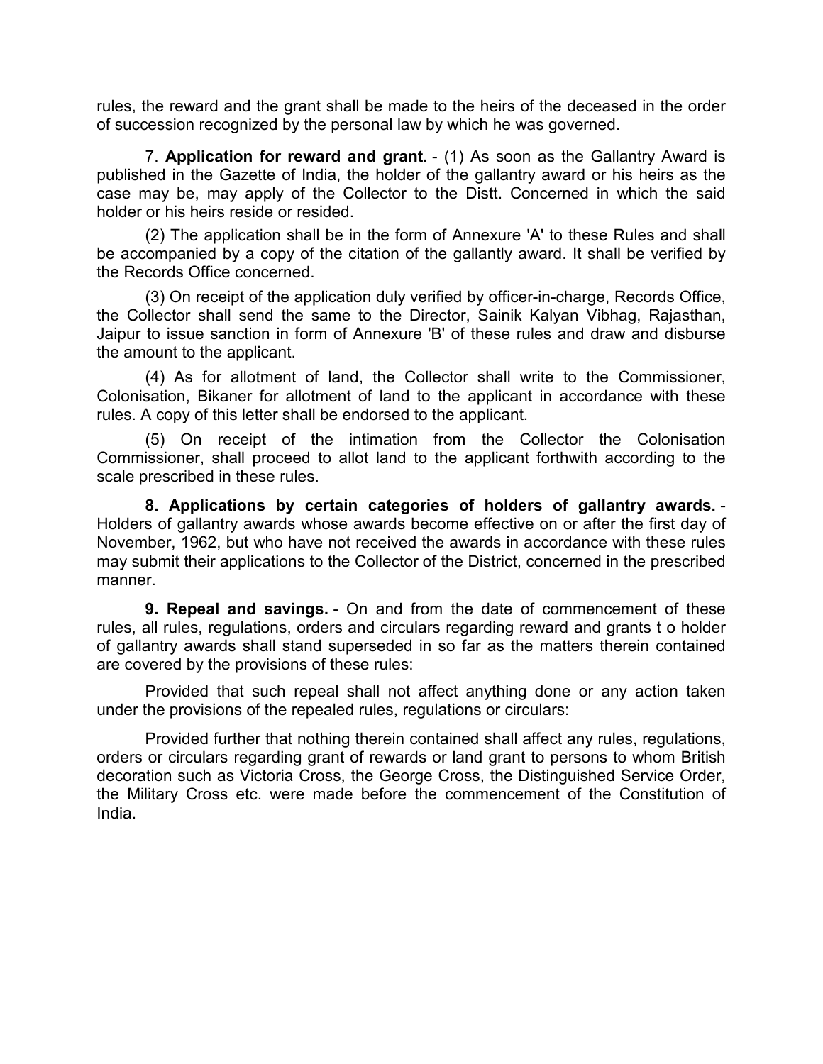rules, the reward and the grant shall be made to the heirs of the deceased in the order of succession recognized by the personal law by which he was governed.

7. **Application for reward and grant.** - (1) As soon as the Gallantry Award is published in the Gazette of India, the holder of the gallantry award or his heirs as the case may be, may apply of the Collector to the Distt. Concerned in which the said holder or his heirs reside or resided.

(2) The application shall be in the form of Annexure 'A' to these Rules and shall be accompanied by a copy of the citation of the gallantly award. It shall be verified by the Records Office concerned.

(3) On receipt of the application duly verified by officer-in-charge, Records Office, the Collector shall send the same to the Director, Sainik Kalyan Vibhag, Rajasthan, Jaipur to issue sanction in form of Annexure 'B' of these rules and draw and disburse the amount to the applicant.

(4) As for allotment of land, the Collector shall write to the Commissioner, Colonisation, Bikaner for allotment of land to the applicant in accordance with these rules. A copy of this letter shall be endorsed to the applicant.

(5) On receipt of the intimation from the Collector the Colonisation Commissioner, shall proceed to allot land to the applicant forthwith according to the scale prescribed in these rules.

**8. Applications by certain categories of holders of gallantry awards.** - Holders of gallantry awards whose awards become effective on or after the first day of November, 1962, but who have not received the awards in accordance with these rules may submit their applications to the Collector of the District, concerned in the prescribed manner.

**9. Repeal and savings.** - On and from the date of commencement of these rules, all rules, regulations, orders and circulars regarding reward and grants t o holder of gallantry awards shall stand superseded in so far as the matters therein contained are covered by the provisions of these rules:

Provided that such repeal shall not affect anything done or any action taken under the provisions of the repealed rules, regulations or circulars:

Provided further that nothing therein contained shall affect any rules, regulations, orders or circulars regarding grant of rewards or land grant to persons to whom British decoration such as Victoria Cross, the George Cross, the Distinguished Service Order, the Military Cross etc. were made before the commencement of the Constitution of India.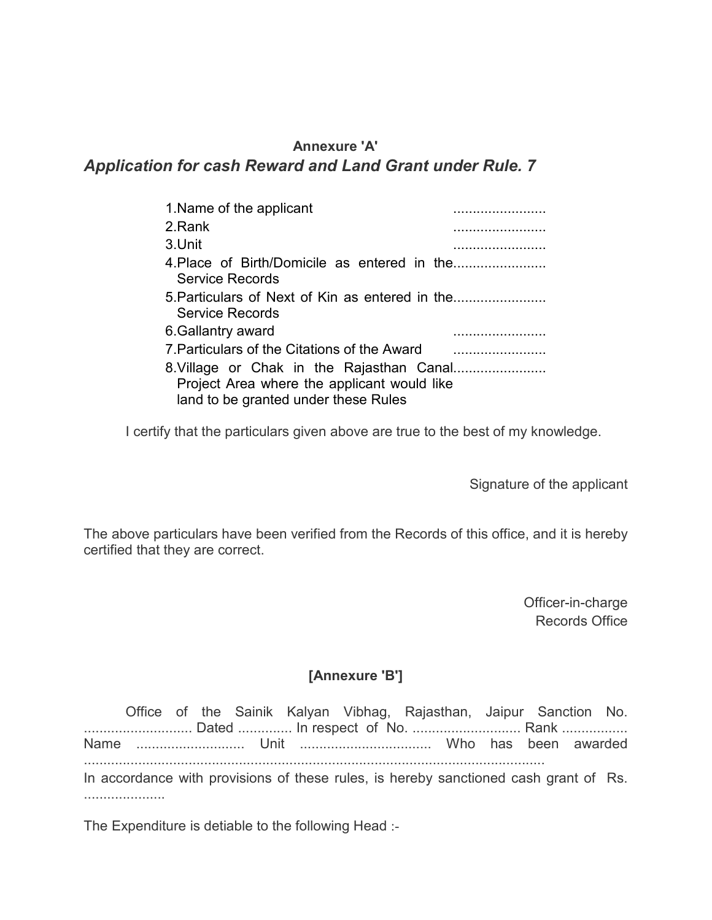**Annexure 'A'**

***Application for cash Reward and Land Grant under Rule. 7***

1.Name of the applicant ........................

2.Rank ........................

3.Unit ........................

4.Place of Birth/Domicile as entered in the Service Records ........................

5.Particulars of Next of Kin as entered in the Service Records ........................

6.Gallantry award ........................

7.Particulars of the Citations of the Award ........................

8.Village or Chak in the Rajasthan Canal Project Area where the applicant would like land to be granted under these Rules ........................

I certify that the particulars given above are true to the best of my knowledge.

Signature of the applicant

The above particulars have been verified from the Records of this office, and it is hereby certified that they are correct.

Officer-in-charge
Records Office

**[Annexure 'B']**

Office of the Sainik Kalyan Vibhag, Rajasthan, Jaipur Sanction No. ............................ Dated .............. In respect of No. ............................ Rank ................. Name ............................ Unit ................................. Who has been awarded .......................................................................................................................
In accordance with provisions of these rules, is hereby sanctioned cash grant of Rs. .....................

The Expenditure is detiable to the following Head :-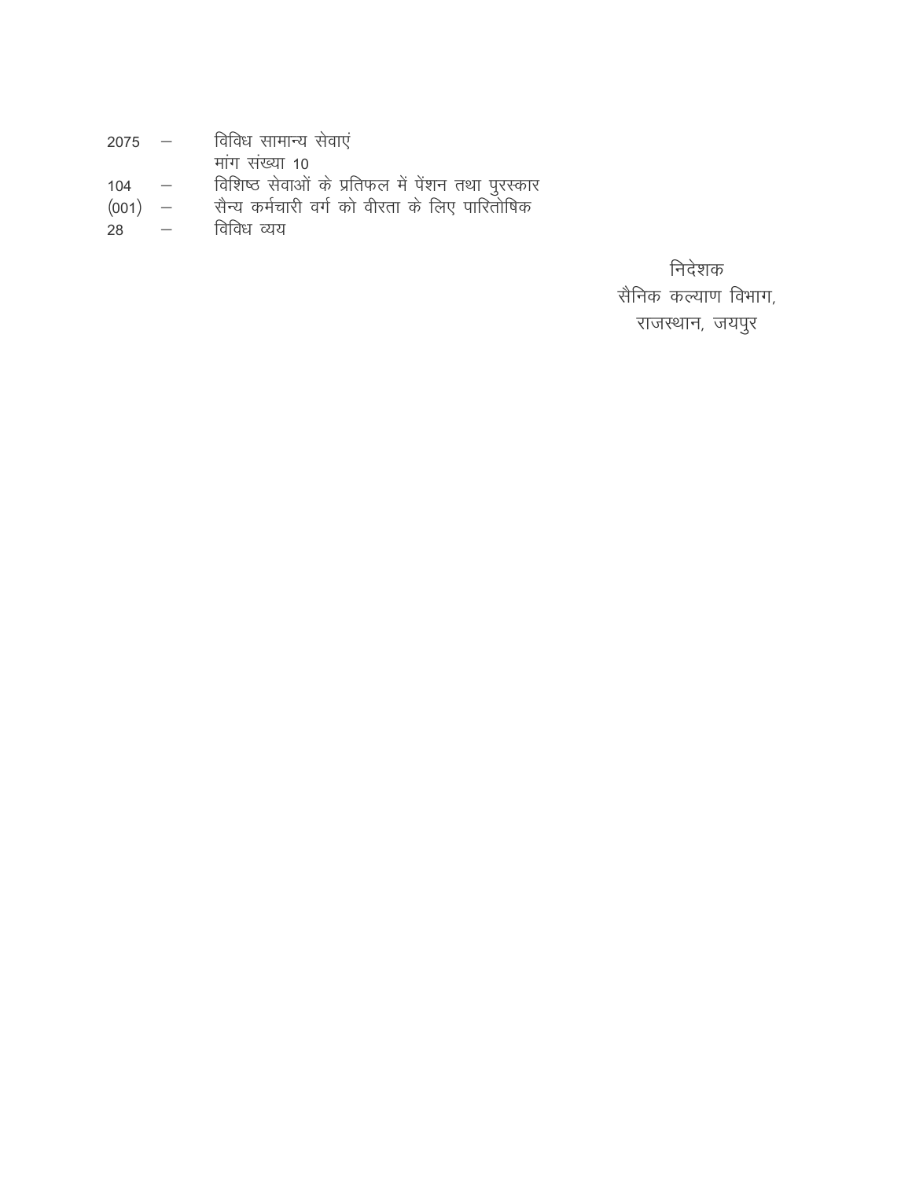2075 – विविध सामान्य सेवाएं
मांग संख्या 10
104 – विशिष्ठ सेवाओं के प्रतिफल में पेंशन तथा पुरस्कार
(001) – सैन्य कर्मचारी वर्ग को वीरता के लिए पारितोषिक
28 – विविध व्यय

निदेशक
सैनिक कल्याण विभाग,
राजस्थान, जयपुर